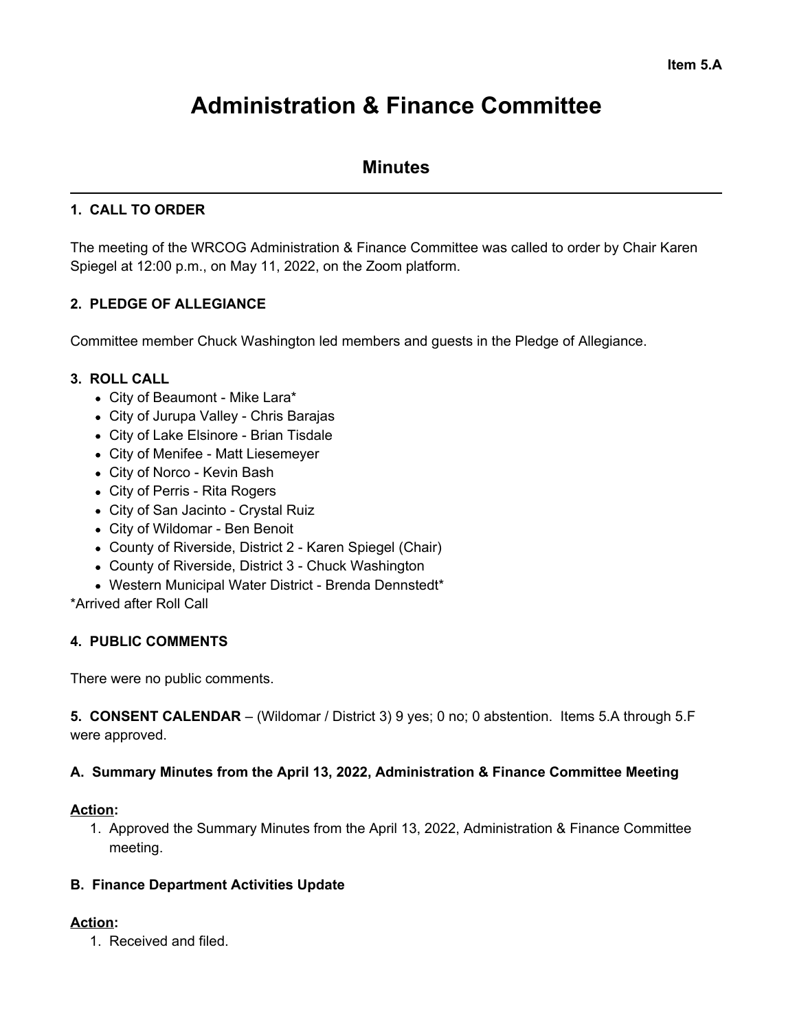Item 5.A

# Administration & Finance Committee

## Minutes

### 1. CALL TO ORDER

The meeting of the WRCOG Administration & Finance Committee was called to order by Chair Karen Spiegel at 12:00 p.m., on May 11, 2022, on the Zoom platform.

### 2. PLEDGE OF ALLEGIANCE

Committee member Chuck Washington led members and guests in the Pledge of Allegiance.

### 3. ROLL CALL

- City of Beaumont - Mike Lara*
- City of Jurupa Valley - Chris Barajas
- City of Lake Elsinore - Brian Tisdale
- City of Menifee - Matt Liesemeyer
- City of Norco - Kevin Bash
- City of Perris - Rita Rogers
- City of San Jacinto - Crystal Ruiz
- City of Wildomar - Ben Benoit
- County of Riverside, District 2 - Karen Spiegel (Chair)
- County of Riverside, District 3 - Chuck Washington
- Western Municipal Water District - Brenda Dennstedt*

*Arrived after Roll Call

### 4. PUBLIC COMMENTS

There were no public comments.

**5. CONSENT CALENDAR** – (Wildomar / District 3) 9 yes; 0 no; 0 abstention. Items 5.A through 5.F were approved.

### A. Summary Minutes from the April 13, 2022, Administration & Finance Committee Meeting

**Action:**

1. Approved the Summary Minutes from the April 13, 2022, Administration & Finance Committee meeting.

### B. Finance Department Activities Update

**Action:**

1. Received and filed.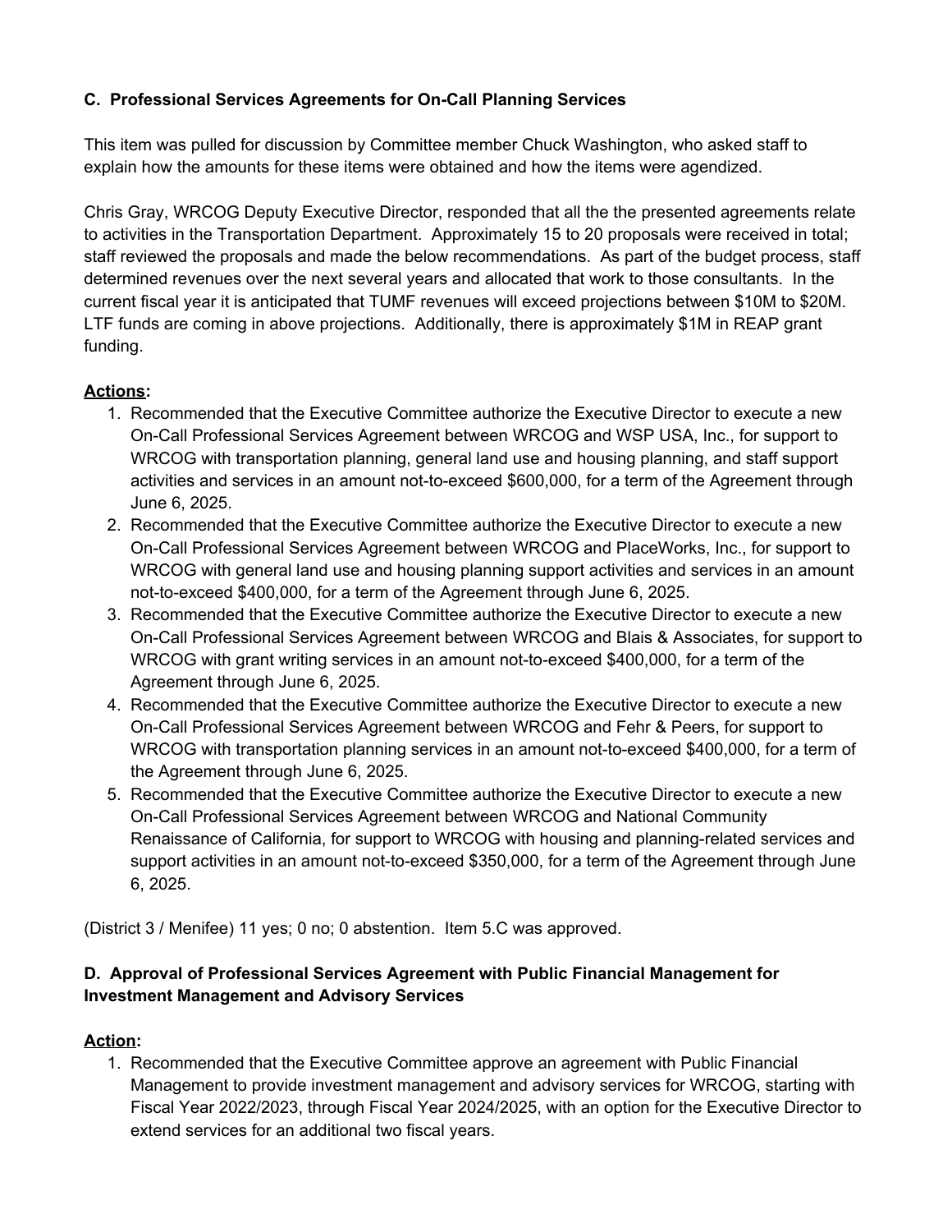### C. Professional Services Agreements for On-Call Planning Services

This item was pulled for discussion by Committee member Chuck Washington, who asked staff to explain how the amounts for these items were obtained and how the items were agendized.

Chris Gray, WRCOG Deputy Executive Director, responded that all the the presented agreements relate to activities in the Transportation Department. Approximately 15 to 20 proposals were received in total; staff reviewed the proposals and made the below recommendations. As part of the budget process, staff determined revenues over the next several years and allocated that work to those consultants. In the current fiscal year it is anticipated that TUMF revenues will exceed projections between $10M to $20M. LTF funds are coming in above projections. Additionally, there is approximately $1M in REAP grant funding.

**Actions:**

1. Recommended that the Executive Committee authorize the Executive Director to execute a new On-Call Professional Services Agreement between WRCOG and WSP USA, Inc., for support to WRCOG with transportation planning, general land use and housing planning, and staff support activities and services in an amount not-to-exceed $600,000, for a term of the Agreement through June 6, 2025.
2. Recommended that the Executive Committee authorize the Executive Director to execute a new On-Call Professional Services Agreement between WRCOG and PlaceWorks, Inc., for support to WRCOG with general land use and housing planning support activities and services in an amount not-to-exceed $400,000, for a term of the Agreement through June 6, 2025.
3. Recommended that the Executive Committee authorize the Executive Director to execute a new On-Call Professional Services Agreement between WRCOG and Blais & Associates, for support to WRCOG with grant writing services in an amount not-to-exceed $400,000, for a term of the Agreement through June 6, 2025.
4. Recommended that the Executive Committee authorize the Executive Director to execute a new On-Call Professional Services Agreement between WRCOG and Fehr & Peers, for support to WRCOG with transportation planning services in an amount not-to-exceed $400,000, for a term of the Agreement through June 6, 2025.
5. Recommended that the Executive Committee authorize the Executive Director to execute a new On-Call Professional Services Agreement between WRCOG and National Community Renaissance of California, for support to WRCOG with housing and planning-related services and support activities in an amount not-to-exceed $350,000, for a term of the Agreement through June 6, 2025.

(District 3 / Menifee) 11 yes; 0 no; 0 abstention. Item 5.C was approved.

### D. Approval of Professional Services Agreement with Public Financial Management for Investment Management and Advisory Services

**Action:**

1. Recommended that the Executive Committee approve an agreement with Public Financial Management to provide investment management and advisory services for WRCOG, starting with Fiscal Year 2022/2023, through Fiscal Year 2024/2025, with an option for the Executive Director to extend services for an additional two fiscal years.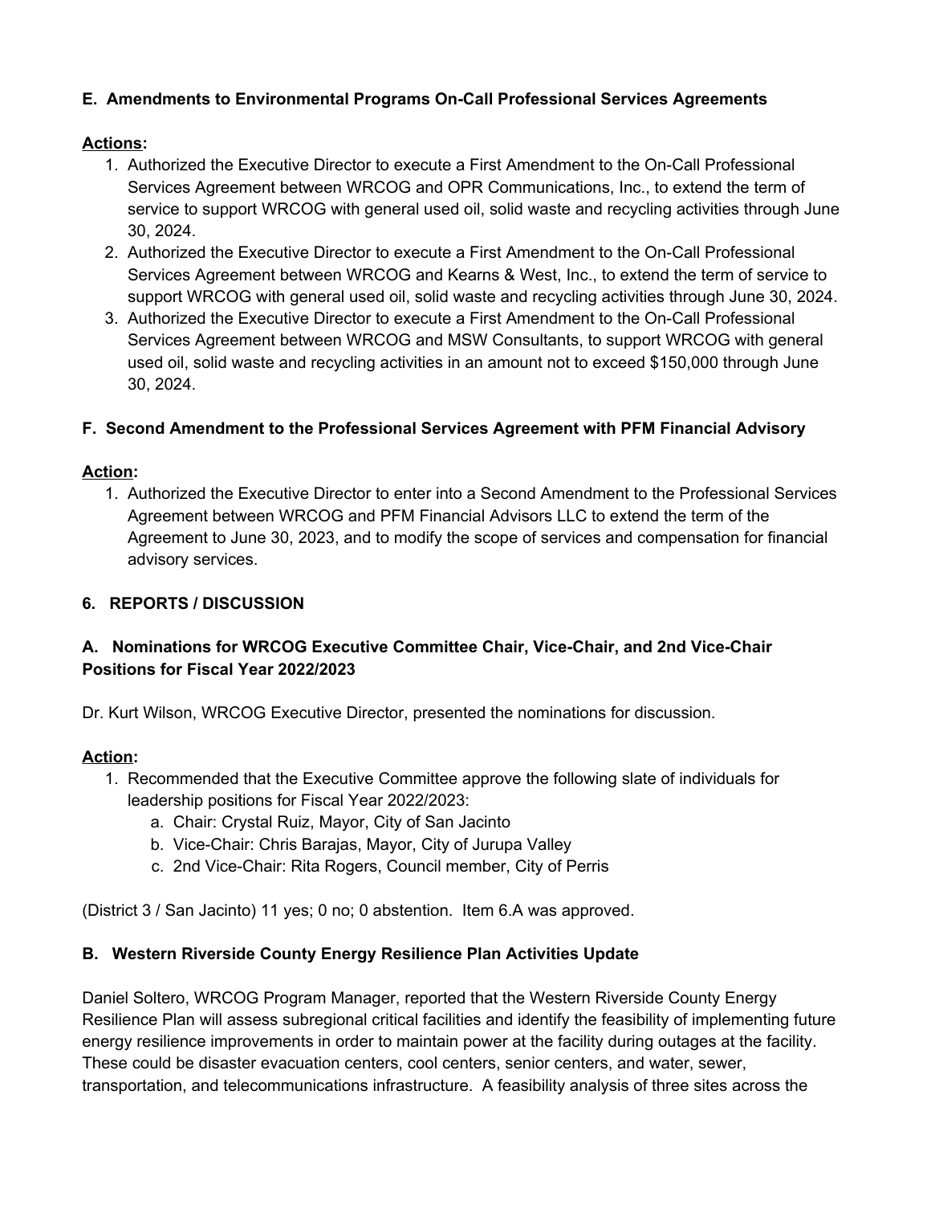**E. Amendments to Environmental Programs On-Call Professional Services Agreements**

**Actions:**

1. Authorized the Executive Director to execute a First Amendment to the On-Call Professional Services Agreement between WRCOG and OPR Communications, Inc., to extend the term of service to support WRCOG with general used oil, solid waste and recycling activities through June 30, 2024.
2. Authorized the Executive Director to execute a First Amendment to the On-Call Professional Services Agreement between WRCOG and Kearns & West, Inc., to extend the term of service to support WRCOG with general used oil, solid waste and recycling activities through June 30, 2024.
3. Authorized the Executive Director to execute a First Amendment to the On-Call Professional Services Agreement between WRCOG and MSW Consultants, to support WRCOG with general used oil, solid waste and recycling activities in an amount not to exceed $150,000 through June 30, 2024.

**F. Second Amendment to the Professional Services Agreement with PFM Financial Advisory**

**Action:**

1. Authorized the Executive Director to enter into a Second Amendment to the Professional Services Agreement between WRCOG and PFM Financial Advisors LLC to extend the term of the Agreement to June 30, 2023, and to modify the scope of services and compensation for financial advisory services.

**6. REPORTS / DISCUSSION**

**A. Nominations for WRCOG Executive Committee Chair, Vice-Chair, and 2nd Vice-Chair Positions for Fiscal Year 2022/2023**

Dr. Kurt Wilson, WRCOG Executive Director, presented the nominations for discussion.

**Action:**

1. Recommended that the Executive Committee approve the following slate of individuals for leadership positions for Fiscal Year 2022/2023:
   a. Chair: Crystal Ruiz, Mayor, City of San Jacinto
   b. Vice-Chair: Chris Barajas, Mayor, City of Jurupa Valley
   c. 2nd Vice-Chair: Rita Rogers, Council member, City of Perris

(District 3 / San Jacinto) 11 yes; 0 no; 0 abstention. Item 6.A was approved.

**B. Western Riverside County Energy Resilience Plan Activities Update**

Daniel Soltero, WRCOG Program Manager, reported that the Western Riverside County Energy Resilience Plan will assess subregional critical facilities and identify the feasibility of implementing future energy resilience improvements in order to maintain power at the facility during outages at the facility. These could be disaster evacuation centers, cool centers, senior centers, and water, sewer, transportation, and telecommunications infrastructure. A feasibility analysis of three sites across the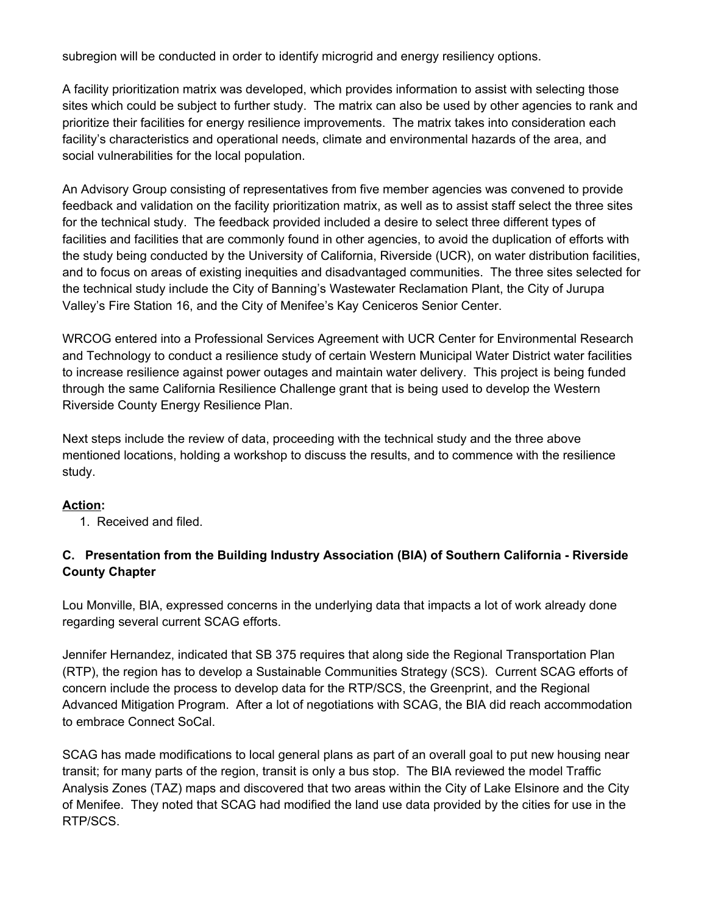subregion will be conducted in order to identify microgrid and energy resiliency options.

A facility prioritization matrix was developed, which provides information to assist with selecting those sites which could be subject to further study. The matrix can also be used by other agencies to rank and prioritize their facilities for energy resilience improvements. The matrix takes into consideration each facility's characteristics and operational needs, climate and environmental hazards of the area, and social vulnerabilities for the local population.

An Advisory Group consisting of representatives from five member agencies was convened to provide feedback and validation on the facility prioritization matrix, as well as to assist staff select the three sites for the technical study. The feedback provided included a desire to select three different types of facilities and facilities that are commonly found in other agencies, to avoid the duplication of efforts with the study being conducted by the University of California, Riverside (UCR), on water distribution facilities, and to focus on areas of existing inequities and disadvantaged communities. The three sites selected for the technical study include the City of Banning's Wastewater Reclamation Plant, the City of Jurupa Valley's Fire Station 16, and the City of Menifee's Kay Ceniceros Senior Center.

WRCOG entered into a Professional Services Agreement with UCR Center for Environmental Research and Technology to conduct a resilience study of certain Western Municipal Water District water facilities to increase resilience against power outages and maintain water delivery. This project is being funded through the same California Resilience Challenge grant that is being used to develop the Western Riverside County Energy Resilience Plan.

Next steps include the review of data, proceeding with the technical study and the three above mentioned locations, holding a workshop to discuss the results, and to commence with the resilience study.

**Action:**

1. Received and filed.

### C. Presentation from the Building Industry Association (BIA) of Southern California - Riverside County Chapter

Lou Monville, BIA, expressed concerns in the underlying data that impacts a lot of work already done regarding several current SCAG efforts.

Jennifer Hernandez, indicated that SB 375 requires that along side the Regional Transportation Plan (RTP), the region has to develop a Sustainable Communities Strategy (SCS). Current SCAG efforts of concern include the process to develop data for the RTP/SCS, the Greenprint, and the Regional Advanced Mitigation Program. After a lot of negotiations with SCAG, the BIA did reach accommodation to embrace Connect SoCal.

SCAG has made modifications to local general plans as part of an overall goal to put new housing near transit; for many parts of the region, transit is only a bus stop. The BIA reviewed the model Traffic Analysis Zones (TAZ) maps and discovered that two areas within the City of Lake Elsinore and the City of Menifee. They noted that SCAG had modified the land use data provided by the cities for use in the RTP/SCS.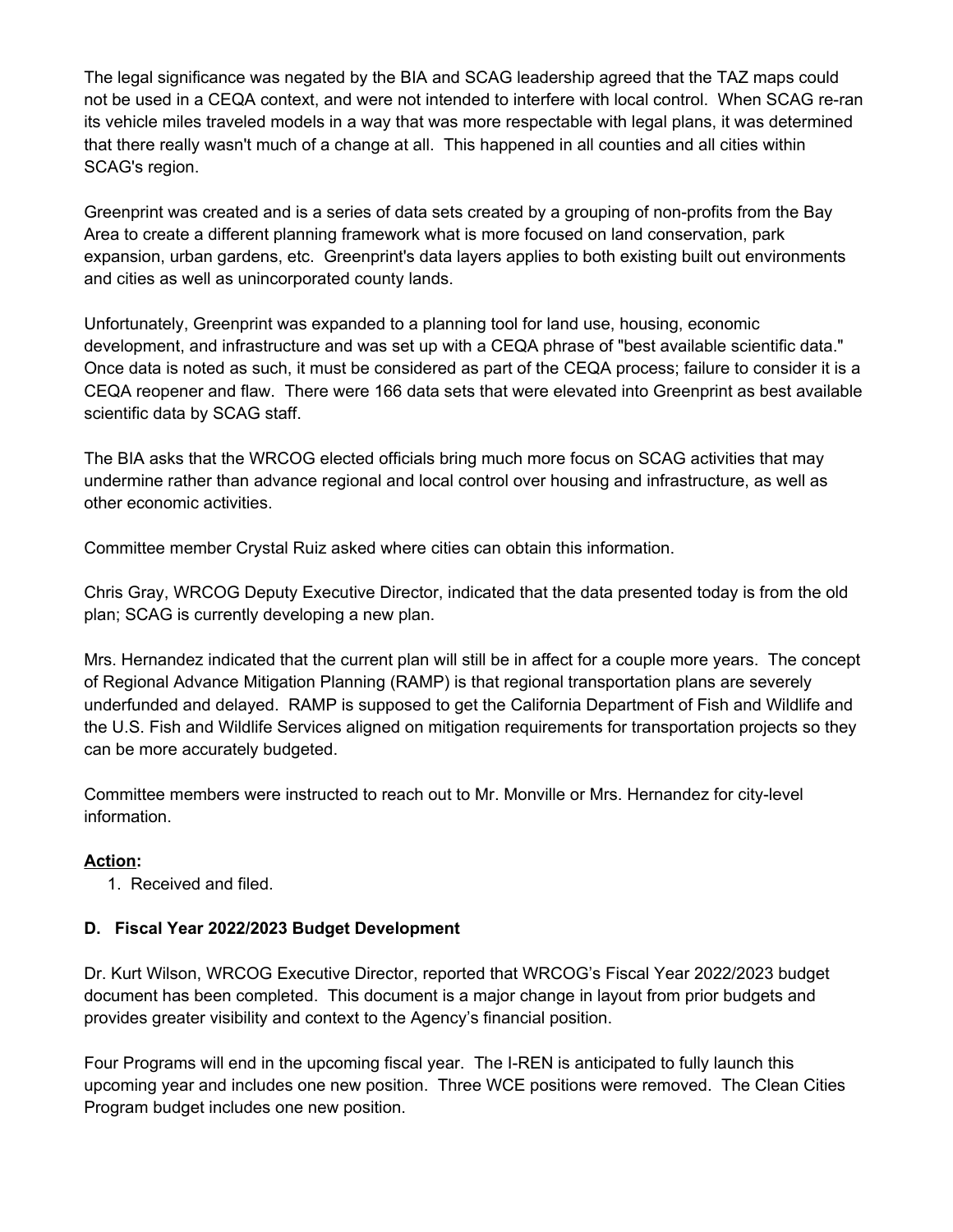The legal significance was negated by the BIA and SCAG leadership agreed that the TAZ maps could not be used in a CEQA context, and were not intended to interfere with local control. When SCAG re-ran its vehicle miles traveled models in a way that was more respectable with legal plans, it was determined that there really wasn't much of a change at all. This happened in all counties and all cities within SCAG's region.

Greenprint was created and is a series of data sets created by a grouping of non-profits from the Bay Area to create a different planning framework what is more focused on land conservation, park expansion, urban gardens, etc. Greenprint's data layers applies to both existing built out environments and cities as well as unincorporated county lands.

Unfortunately, Greenprint was expanded to a planning tool for land use, housing, economic development, and infrastructure and was set up with a CEQA phrase of "best available scientific data." Once data is noted as such, it must be considered as part of the CEQA process; failure to consider it is a CEQA reopener and flaw. There were 166 data sets that were elevated into Greenprint as best available scientific data by SCAG staff.

The BIA asks that the WRCOG elected officials bring much more focus on SCAG activities that may undermine rather than advance regional and local control over housing and infrastructure, as well as other economic activities.

Committee member Crystal Ruiz asked where cities can obtain this information.

Chris Gray, WRCOG Deputy Executive Director, indicated that the data presented today is from the old plan; SCAG is currently developing a new plan.

Mrs. Hernandez indicated that the current plan will still be in affect for a couple more years. The concept of Regional Advance Mitigation Planning (RAMP) is that regional transportation plans are severely underfunded and delayed. RAMP is supposed to get the California Department of Fish and Wildlife and the U.S. Fish and Wildlife Services aligned on mitigation requirements for transportation projects so they can be more accurately budgeted.

Committee members were instructed to reach out to Mr. Monville or Mrs. Hernandez for city-level information.

**Action:**

1. Received and filed.

### D. Fiscal Year 2022/2023 Budget Development

Dr. Kurt Wilson, WRCOG Executive Director, reported that WRCOG's Fiscal Year 2022/2023 budget document has been completed. This document is a major change in layout from prior budgets and provides greater visibility and context to the Agency's financial position.

Four Programs will end in the upcoming fiscal year. The I-REN is anticipated to fully launch this upcoming year and includes one new position. Three WCE positions were removed. The Clean Cities Program budget includes one new position.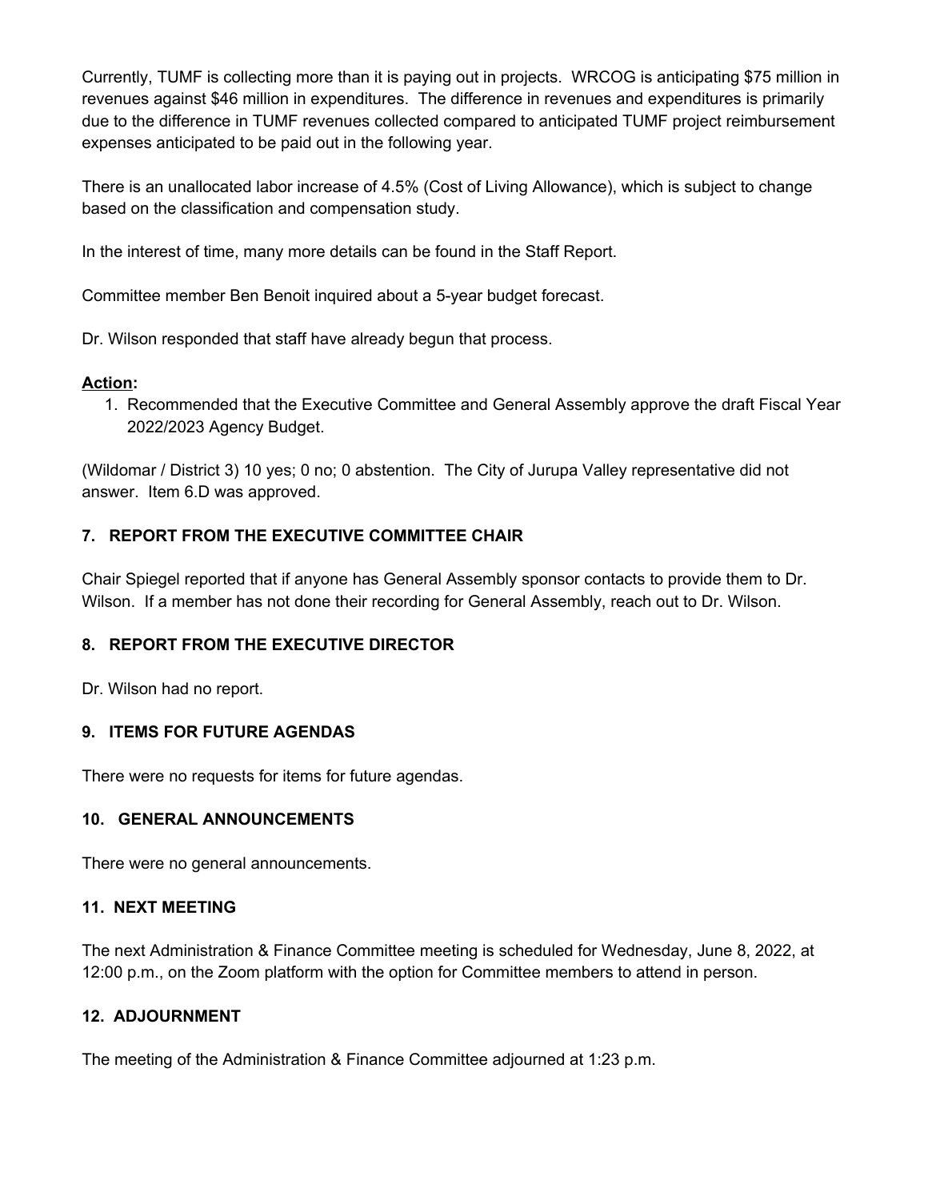Currently, TUMF is collecting more than it is paying out in projects. WRCOG is anticipating $75 million in revenues against $46 million in expenditures. The difference in revenues and expenditures is primarily due to the difference in TUMF revenues collected compared to anticipated TUMF project reimbursement expenses anticipated to be paid out in the following year.

There is an unallocated labor increase of 4.5% (Cost of Living Allowance), which is subject to change based on the classification and compensation study.

In the interest of time, many more details can be found in the Staff Report.

Committee member Ben Benoit inquired about a 5-year budget forecast.

Dr. Wilson responded that staff have already begun that process.

**Action:**

1. Recommended that the Executive Committee and General Assembly approve the draft Fiscal Year 2022/2023 Agency Budget.

(Wildomar / District 3) 10 yes; 0 no; 0 abstention. The City of Jurupa Valley representative did not answer. Item 6.D was approved.

## 7. REPORT FROM THE EXECUTIVE COMMITTEE CHAIR

Chair Spiegel reported that if anyone has General Assembly sponsor contacts to provide them to Dr. Wilson. If a member has not done their recording for General Assembly, reach out to Dr. Wilson.

## 8. REPORT FROM THE EXECUTIVE DIRECTOR

Dr. Wilson had no report.

## 9. ITEMS FOR FUTURE AGENDAS

There were no requests for items for future agendas.

## 10. GENERAL ANNOUNCEMENTS

There were no general announcements.

## 11. NEXT MEETING

The next Administration & Finance Committee meeting is scheduled for Wednesday, June 8, 2022, at 12:00 p.m., on the Zoom platform with the option for Committee members to attend in person.

## 12. ADJOURNMENT

The meeting of the Administration & Finance Committee adjourned at 1:23 p.m.